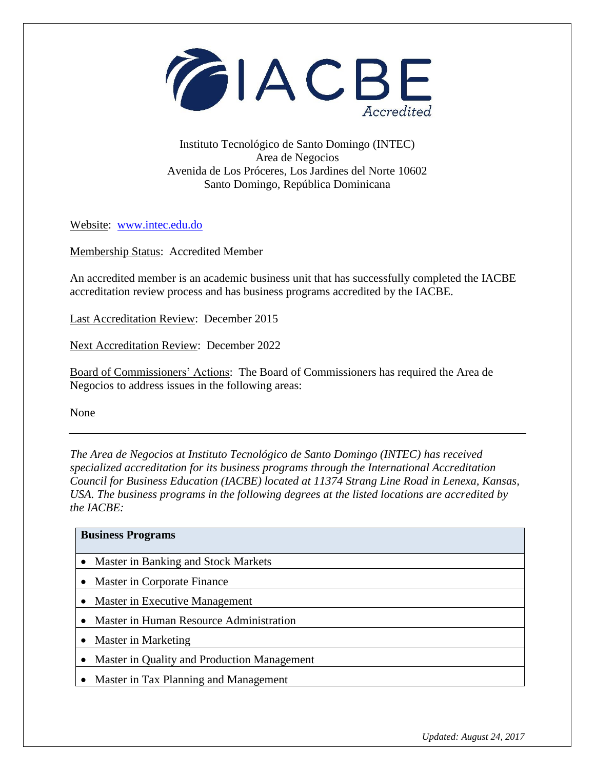IACBE Accredited

Instituto Tecnológico de Santo Domingo (INTEC)
Area de Negocios
Avenida de Los Próceres, Los Jardines del Norte 10602
Santo Domingo, República Dominicana

Website: www.intec.edu.do

Membership Status: Accredited Member

An accredited member is an academic business unit that has successfully completed the IACBE accreditation review process and has business programs accredited by the IACBE.

Last Accreditation Review: December 2015

Next Accreditation Review: December 2022

Board of Commissioners' Actions: The Board of Commissioners has required the Area de Negocios to address issues in the following areas:

None

---

*The Area de Negocios at Instituto Tecnológico de Santo Domingo (INTEC) has received specialized accreditation for its business programs through the International Accreditation Council for Business Education (IACBE) located at 11374 Strang Line Road in Lenexa, Kansas, USA. The business programs in the following degrees at the listed locations are accredited by the IACBE:*

| **Business Programs** |
|---|
| • Master in Banking and Stock Markets |
| • Master in Corporate Finance |
| • Master in Executive Management |
| • Master in Human Resource Administration |
| • Master in Marketing |
| • Master in Quality and Production Management |
| • Master in Tax Planning and Management |

*Updated: August 24, 2017*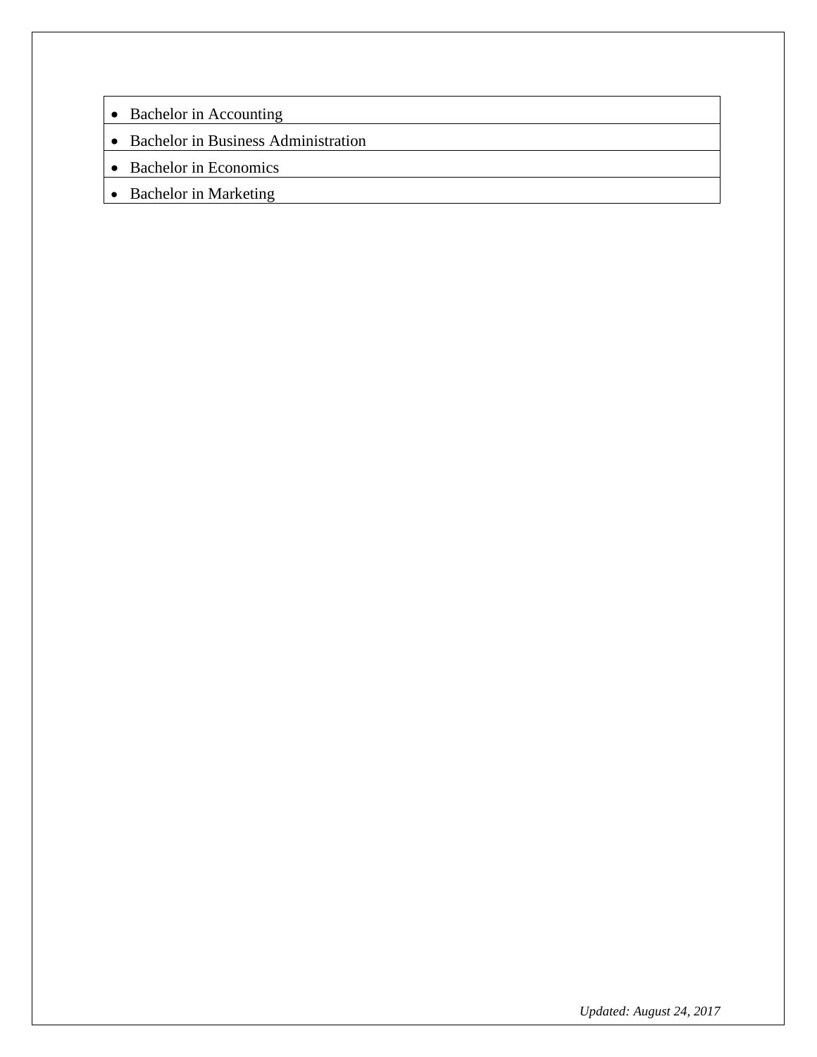| |
|---|
| • Bachelor in Accounting |
| • Bachelor in Business Administration |
| • Bachelor in Economics |
| • Bachelor in Marketing |

*Updated: August 24, 2017*